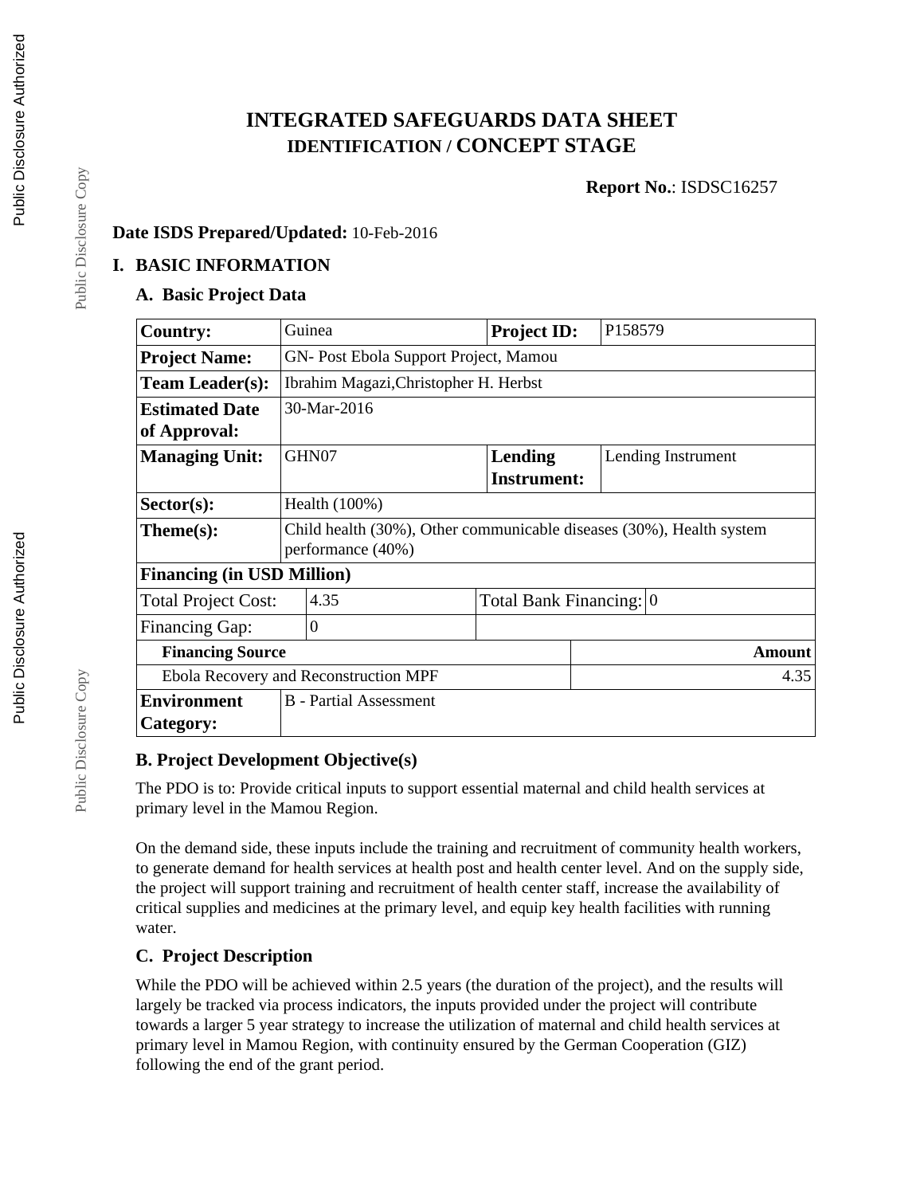# INTEGRATED SAFEGUARDS DATA SHEET
## IDENTIFICATION / CONCEPT STAGE

**Report No.**: ISDSC16257

**Date ISDS Prepared/Updated:** 10-Feb-2016

## I. BASIC INFORMATION

### A. Basic Project Data

| **Country:** | Guinea | **Project ID:** | P158579 |
|---|---|---|---|
| **Project Name:** | GN- Post Ebola Support Project, Mamou | | |
| **Team Leader(s):** | Ibrahim Magazi,Christopher H. Herbst | | |
| **Estimated Date of Approval:** | 30-Mar-2016 | | |
| **Managing Unit:** | GHN07 | **Lending Instrument:** | Lending Instrument |
| **Sector(s):** | Health (100%) | | |
| **Theme(s):** | Child health (30%), Other communicable diseases (30%), Health system performance (40%) | | |
| **Financing (in USD Million)** | | | |
| Total Project Cost: | 4.35 | Total Bank Financing: | 0 |
| Financing Gap: | 0 | | |
| **Financing Source** | | | **Amount** |
| Ebola Recovery and Reconstruction MPF | | | 4.35 |
| **Environment Category:** | B - Partial Assessment | | |

### B. Project Development Objective(s)

The PDO is to: Provide critical inputs to support essential maternal and child health services at primary level in the Mamou Region.

On the demand side, these inputs include the training and recruitment of community health workers, to generate demand for health services at health post and health center level. And on the supply side, the project will support training and recruitment of health center staff, increase the availability of critical supplies and medicines at the primary level, and equip key health facilities with running water.

### C. Project Description

While the PDO will be achieved within 2.5 years (the duration of the project), and the results will largely be tracked via process indicators, the inputs provided under the project will contribute towards a larger 5 year strategy to increase the utilization of maternal and child health services at primary level in Mamou Region, with continuity ensured by the German Cooperation (GIZ) following the end of the grant period.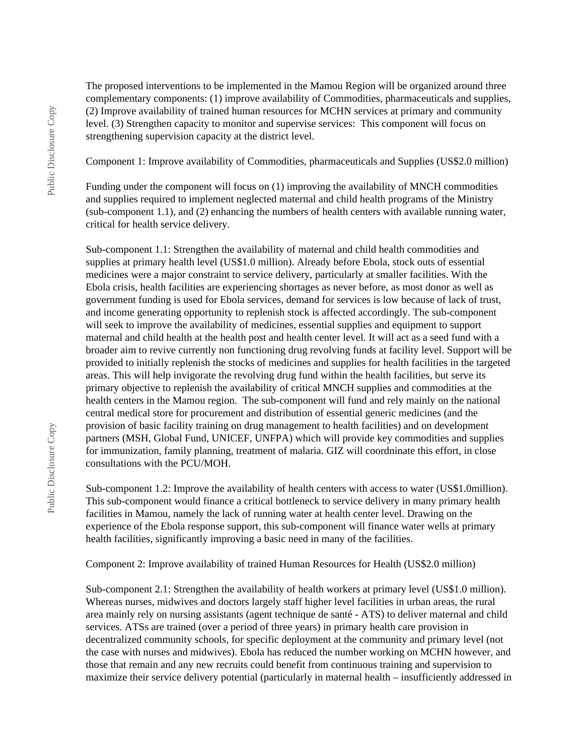The proposed interventions to be implemented in the Mamou Region will be organized around three complementary components: (1) improve availability of Commodities, pharmaceuticals and supplies, (2) Improve availability of trained human resources for MCHN services at primary and community level. (3) Strengthen capacity to monitor and supervise services: This component will focus on strengthening supervision capacity at the district level.

Component 1: Improve availability of Commodities, pharmaceuticals and Supplies (US$2.0 million)

Funding under the component will focus on (1) improving the availability of MNCH commodities and supplies required to implement neglected maternal and child health programs of the Ministry (sub-component 1.1), and (2) enhancing the numbers of health centers with available running water, critical for health service delivery.

Sub-component 1.1: Strengthen the availability of maternal and child health commodities and supplies at primary health level (US$1.0 million). Already before Ebola, stock outs of essential medicines were a major constraint to service delivery, particularly at smaller facilities. With the Ebola crisis, health facilities are experiencing shortages as never before, as most donor as well as government funding is used for Ebola services, demand for services is low because of lack of trust, and income generating opportunity to replenish stock is affected accordingly. The sub-component will seek to improve the availability of medicines, essential supplies and equipment to support maternal and child health at the health post and health center level. It will act as a seed fund with a broader aim to revive currently non functioning drug revolving funds at facility level. Support will be provided to initially replenish the stocks of medicines and supplies for health facilities in the targeted areas. This will help invigorate the revolving drug fund within the health facilities, but serve its primary objective to replenish the availability of critical MNCH supplies and commodities at the health centers in the Mamou region. The sub-component will fund and rely mainly on the national central medical store for procurement and distribution of essential generic medicines (and the provision of basic facility training on drug management to health facilities) and on development partners (MSH, Global Fund, UNICEF, UNFPA) which will provide key commodities and supplies for immunization, family planning, treatment of malaria. GIZ will coordninate this effort, in close consultations with the PCU/MOH.

Sub-component 1.2: Improve the availability of health centers with access to water (US$1.0million). This sub-component would finance a critical bottleneck to service delivery in many primary health facilities in Mamou, namely the lack of running water at health center level. Drawing on the experience of the Ebola response support, this sub-component will finance water wells at primary health facilities, significantly improving a basic need in many of the facilities.

Component 2: Improve availability of trained Human Resources for Health (US$2.0 million)

Sub-component 2.1: Strengthen the availability of health workers at primary level (US$1.0 million). Whereas nurses, midwives and doctors largely staff higher level facilities in urban areas, the rural area mainly rely on nursing assistants (agent technique de santé - ATS) to deliver maternal and child services. ATSs are trained (over a period of three years) in primary health care provision in decentralized community schools, for specific deployment at the community and primary level (not the case with nurses and midwives). Ebola has reduced the number working on MCHN however, and those that remain and any new recruits could benefit from continuous training and supervision to maximize their service delivery potential (particularly in maternal health – insufficiently addressed in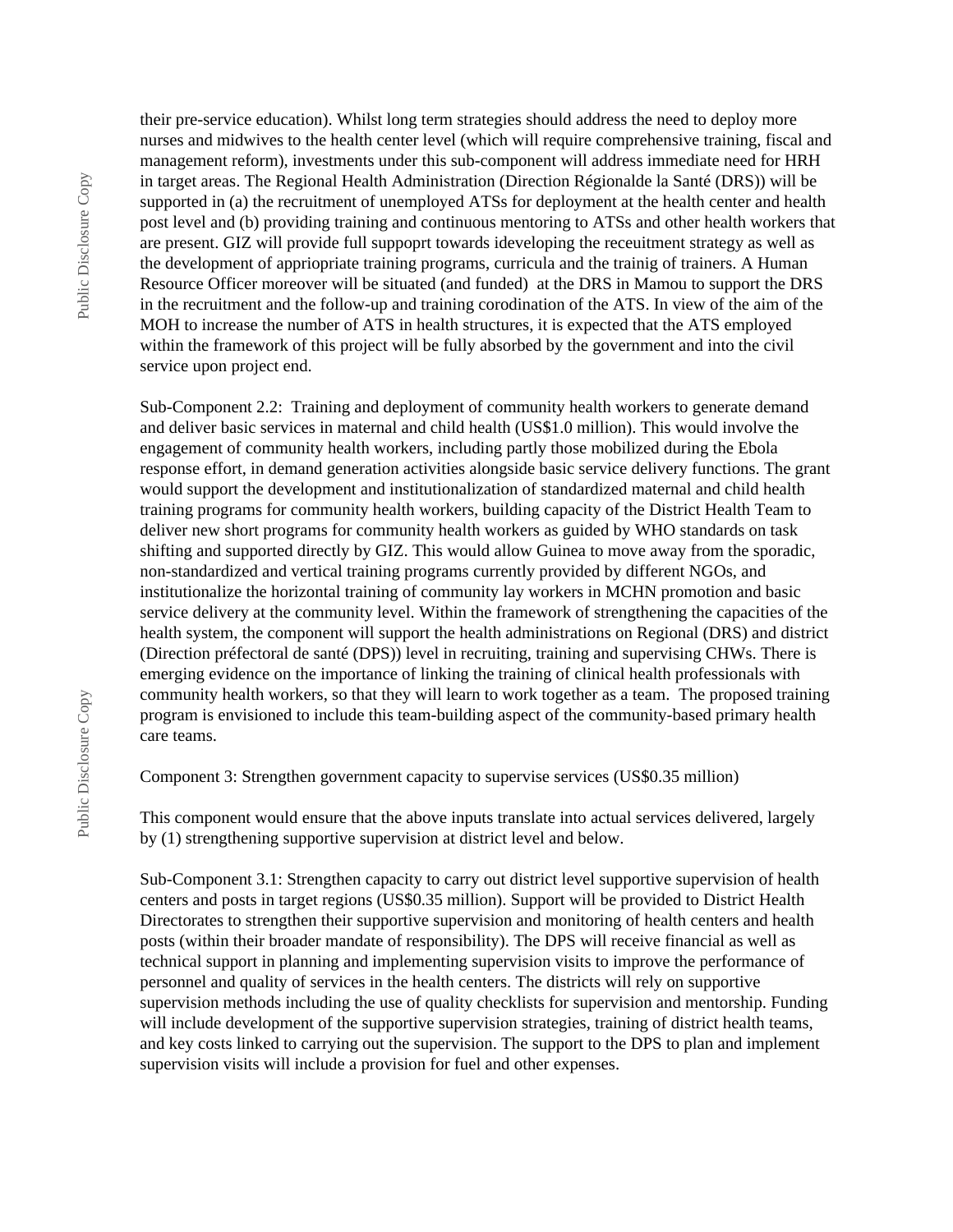their pre-service education). Whilst long term strategies should address the need to deploy more nurses and midwives to the health center level (which will require comprehensive training, fiscal and management reform), investments under this sub-component will address immediate need for HRH in target areas. The Regional Health Administration (Direction Régionalde la Santé (DRS)) will be supported in (a) the recruitment of unemployed ATSs for deployment at the health center and health post level and (b) providing training and continuous mentoring to ATSs and other health workers that are present. GIZ will provide full suppoprt towards ideveloping the receuitment strategy as well as the development of appriopriate training programs, curricula and the trainig of trainers. A Human Resource Officer moreover will be situated (and funded) at the DRS in Mamou to support the DRS in the recruitment and the follow-up and training corodination of the ATS. In view of the aim of the MOH to increase the number of ATS in health structures, it is expected that the ATS employed within the framework of this project will be fully absorbed by the government and into the civil service upon project end.

Sub-Component 2.2: Training and deployment of community health workers to generate demand and deliver basic services in maternal and child health (US$1.0 million). This would involve the engagement of community health workers, including partly those mobilized during the Ebola response effort, in demand generation activities alongside basic service delivery functions. The grant would support the development and institutionalization of standardized maternal and child health training programs for community health workers, building capacity of the District Health Team to deliver new short programs for community health workers as guided by WHO standards on task shifting and supported directly by GIZ. This would allow Guinea to move away from the sporadic, non-standardized and vertical training programs currently provided by different NGOs, and institutionalize the horizontal training of community lay workers in MCHN promotion and basic service delivery at the community level. Within the framework of strengthening the capacities of the health system, the component will support the health administrations on Regional (DRS) and district (Direction préfectoral de santé (DPS)) level in recruiting, training and supervising CHWs. There is emerging evidence on the importance of linking the training of clinical health professionals with community health workers, so that they will learn to work together as a team. The proposed training program is envisioned to include this team-building aspect of the community-based primary health care teams.

Component 3: Strengthen government capacity to supervise services (US$0.35 million)

This component would ensure that the above inputs translate into actual services delivered, largely by (1) strengthening supportive supervision at district level and below.

Sub-Component 3.1: Strengthen capacity to carry out district level supportive supervision of health centers and posts in target regions (US$0.35 million). Support will be provided to District Health Directorates to strengthen their supportive supervision and monitoring of health centers and health posts (within their broader mandate of responsibility). The DPS will receive financial as well as technical support in planning and implementing supervision visits to improve the performance of personnel and quality of services in the health centers. The districts will rely on supportive supervision methods including the use of quality checklists for supervision and mentorship. Funding will include development of the supportive supervision strategies, training of district health teams, and key costs linked to carrying out the supervision. The support to the DPS to plan and implement supervision visits will include a provision for fuel and other expenses.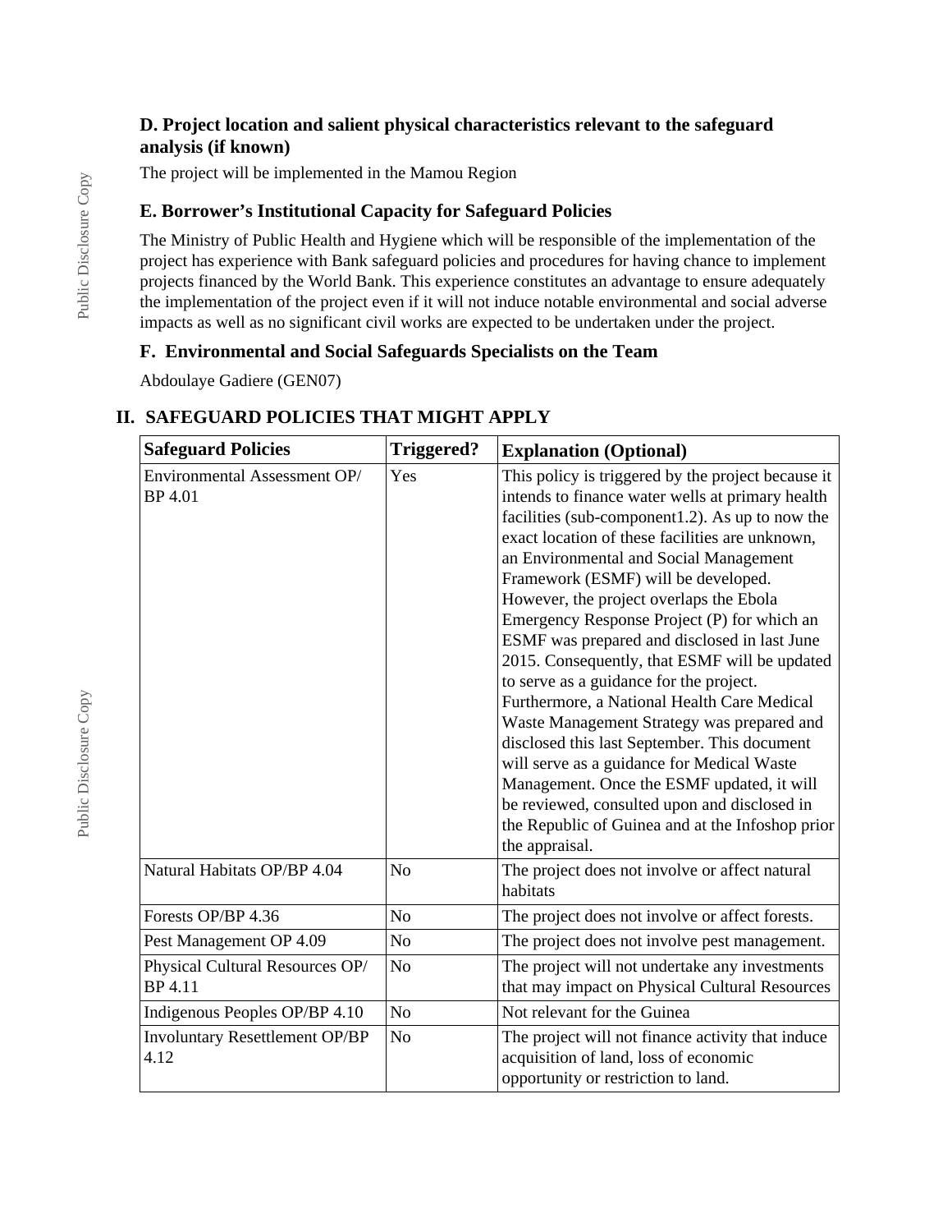### D. Project location and salient physical characteristics relevant to the safeguard analysis (if known)

The project will be implemented in the Mamou Region

### E. Borrower's Institutional Capacity for Safeguard Policies

The Ministry of Public Health and Hygiene which will be responsible of the implementation of the project has experience with Bank safeguard policies and procedures for having chance to implement projects financed by the World Bank. This experience constitutes an advantage to ensure adequately the implementation of the project even if it will not induce notable environmental and social adverse impacts as well as no significant civil works are expected to be undertaken under the project.

### F. Environmental and Social Safeguards Specialists on the Team

Abdoulaye Gadiere (GEN07)

## II. SAFEGUARD POLICIES THAT MIGHT APPLY

| Safeguard Policies | Triggered? | Explanation (Optional) |
|---|---|---|
| Environmental Assessment OP/ BP 4.01 | Yes | This policy is triggered by the project because it intends to finance water wells at primary health facilities (sub-component1.2). As up to now the exact location of these facilities are unknown, an Environmental and Social Management Framework (ESMF) will be developed. However, the project overlaps the Ebola Emergency Response Project (P) for which an ESMF was prepared and disclosed in last June 2015. Consequently, that ESMF will be updated to serve as a guidance for the project. Furthermore, a National Health Care Medical Waste Management Strategy was prepared and disclosed this last September. This document will serve as a guidance for Medical Waste Management. Once the ESMF updated, it will be reviewed, consulted upon and disclosed in the Republic of Guinea and at the Infoshop prior the appraisal. |
| Natural Habitats OP/BP 4.04 | No | The project does not involve or affect natural habitats |
| Forests OP/BP 4.36 | No | The project does not involve or affect forests. |
| Pest Management OP 4.09 | No | The project does not involve pest management. |
| Physical Cultural Resources OP/ BP 4.11 | No | The project will not undertake any investments that may impact on Physical Cultural Resources |
| Indigenous Peoples OP/BP 4.10 | No | Not relevant for the Guinea |
| Involuntary Resettlement OP/BP 4.12 | No | The project will not finance activity that induce acquisition of land, loss of economic opportunity or restriction to land. |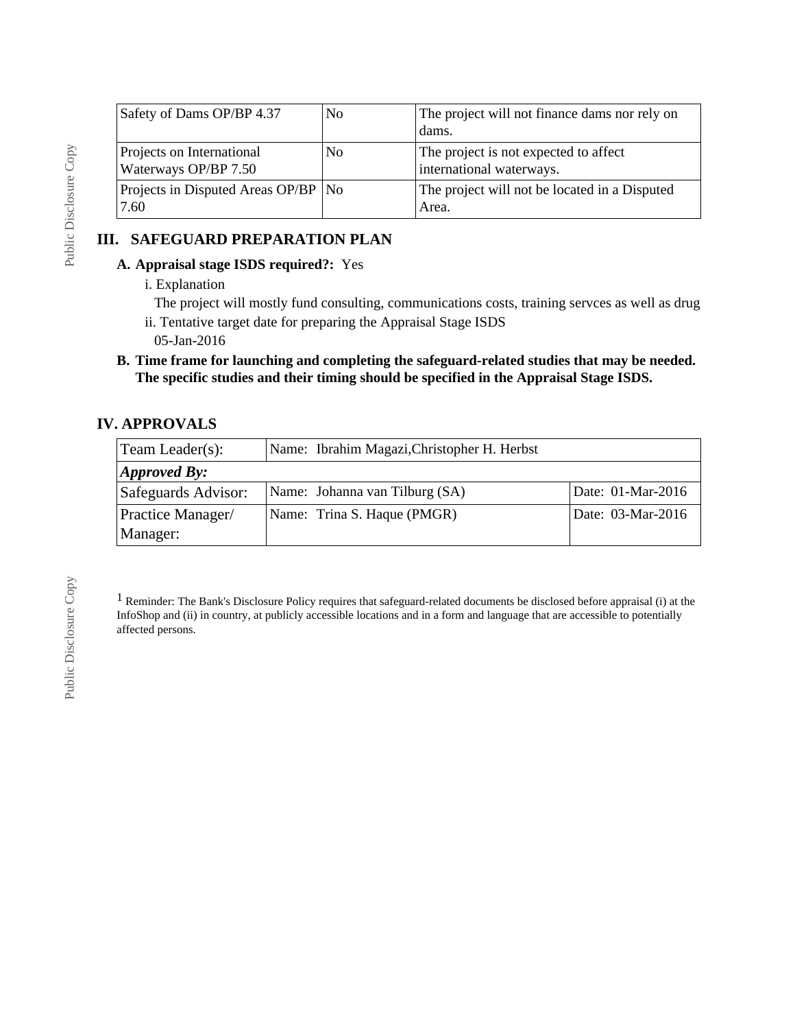| | | |
|---|---|---|
| Safety of Dams OP/BP 4.37 | No | The project will not finance dams nor rely on dams. |
| Projects on International Waterways OP/BP 7.50 | No | The project is not expected to affect international waterways. |
| Projects in Disputed Areas OP/BP 7.60 | No | The project will not be located in a Disputed Area. |

## III. SAFEGUARD PREPARATION PLAN

**A. Appraisal stage ISDS required?:** Yes

i. Explanation

The project will mostly fund consulting, communications costs, training servces as well as drug

ii. Tentative target date for preparing the Appraisal Stage ISDS

05-Jan-2016

**B. Time frame for launching and completing the safeguard-related studies that may be needed. The specific studies and their timing should be specified in the Appraisal Stage ISDS.**

## IV. APPROVALS

| | | |
|---|---|---|
| Team Leader(s): | Name: Ibrahim Magazi,Christopher H. Herbst | |
| ***Approved By:*** | | |
| Safeguards Advisor: | Name: Johanna van Tilburg (SA) | Date: 01-Mar-2016 |
| Practice Manager/ Manager: | Name: Trina S. Haque (PMGR) | Date: 03-Mar-2016 |

[1] Reminder: The Bank's Disclosure Policy requires that safeguard-related documents be disclosed before appraisal (i) at the InfoShop and (ii) in country, at publicly accessible locations and in a form and language that are accessible to potentially affected persons.